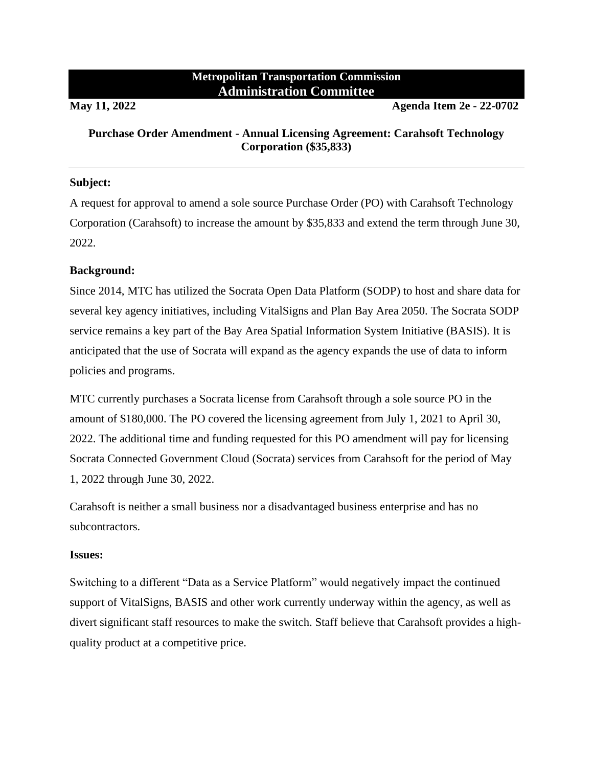**Metropolitan Transportation Commission**
**Administration Committee**

**May 11, 2022** **Agenda Item 2e - 22-0702**

## Purchase Order Amendment - Annual Licensing Agreement: Carahsoft Technology Corporation ($35,833)

---

**Subject:**

A request for approval to amend a sole source Purchase Order (PO) with Carahsoft Technology Corporation (Carahsoft) to increase the amount by $35,833 and extend the term through June 30, 2022.

**Background:**

Since 2014, MTC has utilized the Socrata Open Data Platform (SODP) to host and share data for several key agency initiatives, including VitalSigns and Plan Bay Area 2050. The Socrata SODP service remains a key part of the Bay Area Spatial Information System Initiative (BASIS). It is anticipated that the use of Socrata will expand as the agency expands the use of data to inform policies and programs.

MTC currently purchases a Socrata license from Carahsoft through a sole source PO in the amount of $180,000. The PO covered the licensing agreement from July 1, 2021 to April 30, 2022. The additional time and funding requested for this PO amendment will pay for licensing Socrata Connected Government Cloud (Socrata) services from Carahsoft for the period of May 1, 2022 through June 30, 2022.

Carahsoft is neither a small business nor a disadvantaged business enterprise and has no subcontractors.

**Issues:**

Switching to a different "Data as a Service Platform" would negatively impact the continued support of VitalSigns, BASIS and other work currently underway within the agency, as well as divert significant staff resources to make the switch. Staff believe that Carahsoft provides a high-quality product at a competitive price.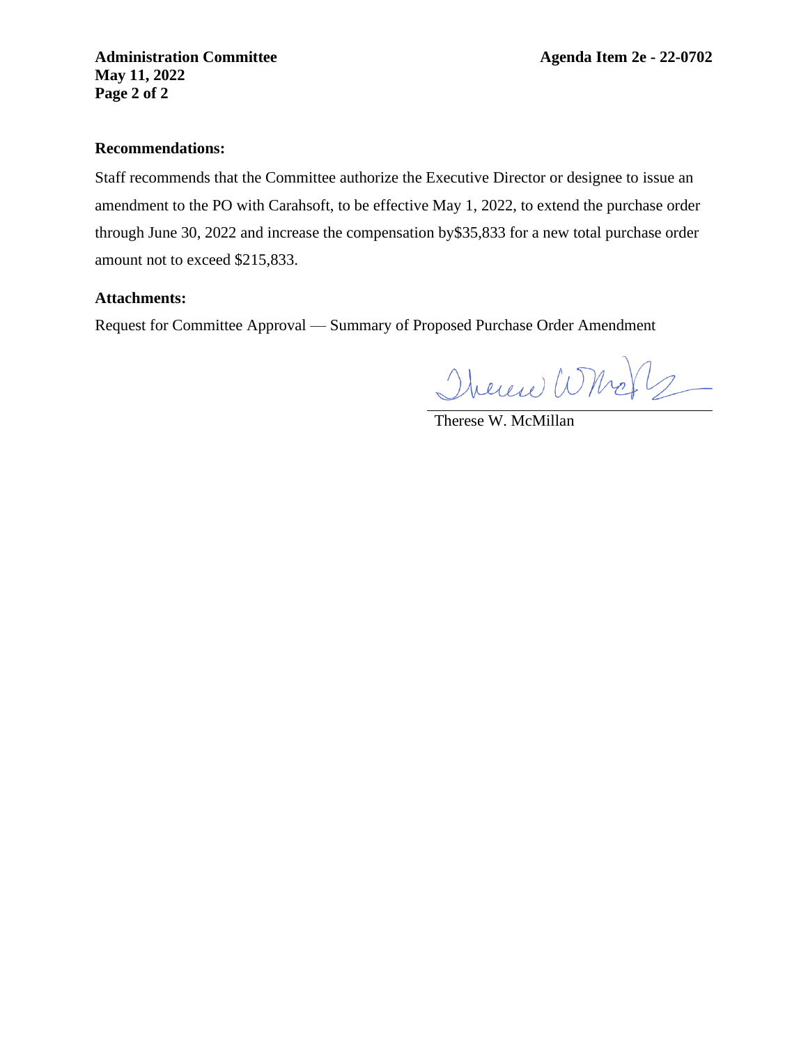**Recommendations:**

Staff recommends that the Committee authorize the Executive Director or designee to issue an amendment to the PO with Carahsoft, to be effective May 1, 2022, to extend the purchase order through June 30, 2022 and increase the compensation by$35,833 for a new total purchase order amount not to exceed $215,833.

**Attachments:**

Request for Committee Approval — Summary of Proposed Purchase Order Amendment

Therese W. McMillan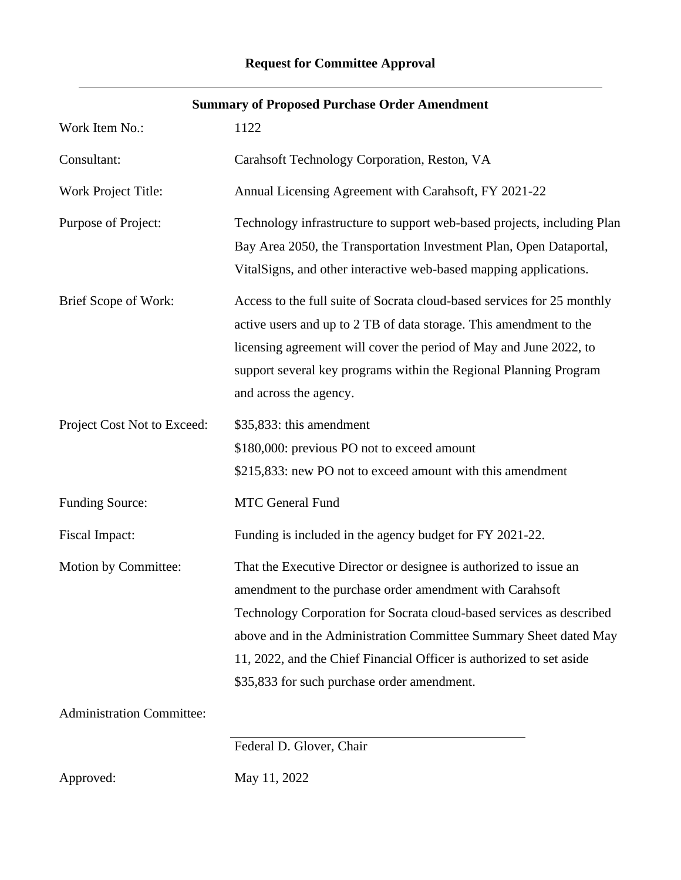# Request for Committee Approval

## Summary of Proposed Purchase Order Amendment

| | |
|---|---|
| Work Item No.: | 1122 |
| Consultant: | Carahsoft Technology Corporation, Reston, VA |
| Work Project Title: | Annual Licensing Agreement with Carahsoft, FY 2021-22 |
| Purpose of Project: | Technology infrastructure to support web-based projects, including Plan Bay Area 2050, the Transportation Investment Plan, Open Dataportal, VitalSigns, and other interactive web-based mapping applications. |
| Brief Scope of Work: | Access to the full suite of Socrata cloud-based services for 25 monthly active users and up to 2 TB of data storage. This amendment to the licensing agreement will cover the period of May and June 2022, to support several key programs within the Regional Planning Program and across the agency. |
| Project Cost Not to Exceed: | \$35,833: this amendment<br>\$180,000: previous PO not to exceed amount<br>\$215,833: new PO not to exceed amount with this amendment |
| Funding Source: | MTC General Fund |
| Fiscal Impact: | Funding is included in the agency budget for FY 2021-22. |
| Motion by Committee: | That the Executive Director or designee is authorized to issue an amendment to the purchase order amendment with Carahsoft Technology Corporation for Socrata cloud-based services as described above and in the Administration Committee Summary Sheet dated May 11, 2022, and the Chief Financial Officer is authorized to set aside \$35,833 for such purchase order amendment. |
| Administration Committee: | |
| | \_\_\_\_\_\_\_\_\_\_\_\_\_\_\_\_\_\_\_\_\_\_\_\_\_\_\_\_\_\_\_\_\_\_\_\_<br>Federal D. Glover, Chair |
| Approved: | May 11, 2022 |